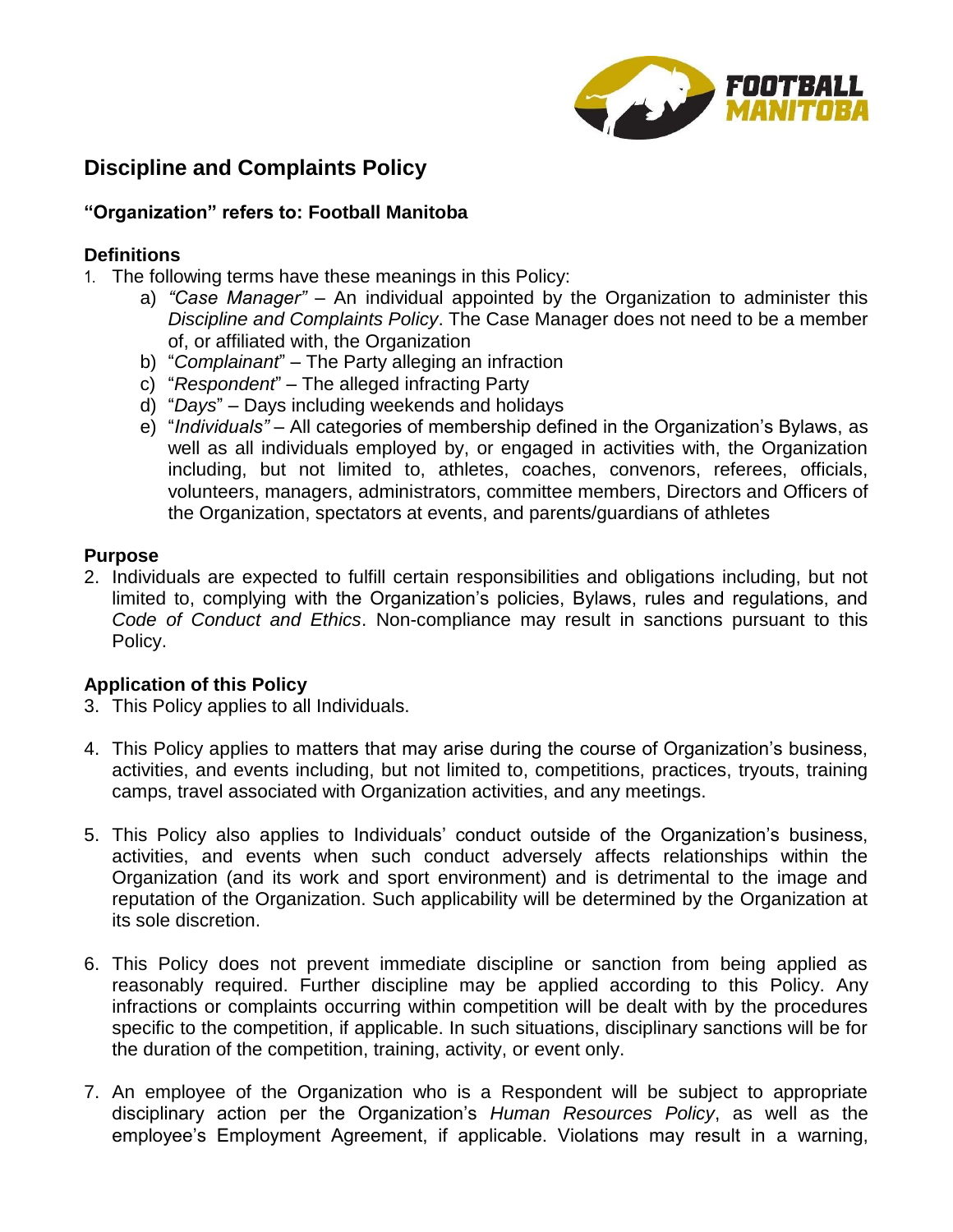# Discipline and Complaints Policy

**"Organization" refers to: Football Manitoba**

## Definitions

1. The following terms have these meanings in this Policy:
   a) *"Case Manager"* – An individual appointed by the Organization to administer this *Discipline and Complaints Policy*. The Case Manager does not need to be a member of, or affiliated with, the Organization
   b) "*Complainant*" – The Party alleging an infraction
   c) "*Respondent*" – The alleged infracting Party
   d) "*Days*" – Days including weekends and holidays
   e) "*Individuals"* – All categories of membership defined in the Organization's Bylaws, as well as all individuals employed by, or engaged in activities with, the Organization including, but not limited to, athletes, coaches, convenors, referees, officials, volunteers, managers, administrators, committee members, Directors and Officers of the Organization, spectators at events, and parents/guardians of athletes

## Purpose

2. Individuals are expected to fulfill certain responsibilities and obligations including, but not limited to, complying with the Organization's policies, Bylaws, rules and regulations, and *Code of Conduct and Ethics*. Non-compliance may result in sanctions pursuant to this Policy.

## Application of this Policy

3. This Policy applies to all Individuals.

4. This Policy applies to matters that may arise during the course of Organization's business, activities, and events including, but not limited to, competitions, practices, tryouts, training camps, travel associated with Organization activities, and any meetings.

5. This Policy also applies to Individuals' conduct outside of the Organization's business, activities, and events when such conduct adversely affects relationships within the Organization (and its work and sport environment) and is detrimental to the image and reputation of the Organization. Such applicability will be determined by the Organization at its sole discretion.

6. This Policy does not prevent immediate discipline or sanction from being applied as reasonably required. Further discipline may be applied according to this Policy. Any infractions or complaints occurring within competition will be dealt with by the procedures specific to the competition, if applicable. In such situations, disciplinary sanctions will be for the duration of the competition, training, activity, or event only.

7. An employee of the Organization who is a Respondent will be subject to appropriate disciplinary action per the Organization's *Human Resources Policy*, as well as the employee's Employment Agreement, if applicable. Violations may result in a warning,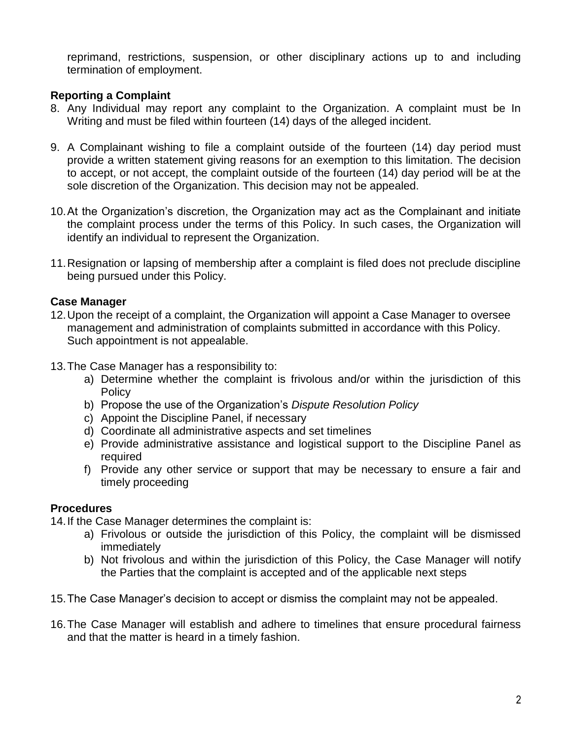reprimand, restrictions, suspension, or other disciplinary actions up to and including termination of employment.

**Reporting a Complaint**

8. Any Individual may report any complaint to the Organization. A complaint must be In Writing and must be filed within fourteen (14) days of the alleged incident.

9. A Complainant wishing to file a complaint outside of the fourteen (14) day period must provide a written statement giving reasons for an exemption to this limitation. The decision to accept, or not accept, the complaint outside of the fourteen (14) day period will be at the sole discretion of the Organization. This decision may not be appealed.

10. At the Organization's discretion, the Organization may act as the Complainant and initiate the complaint process under the terms of this Policy. In such cases, the Organization will identify an individual to represent the Organization.

11. Resignation or lapsing of membership after a complaint is filed does not preclude discipline being pursued under this Policy.

**Case Manager**

12. Upon the receipt of a complaint, the Organization will appoint a Case Manager to oversee management and administration of complaints submitted in accordance with this Policy. Such appointment is not appealable.

13. The Case Manager has a responsibility to:
    a) Determine whether the complaint is frivolous and/or within the jurisdiction of this Policy
    b) Propose the use of the Organization's *Dispute Resolution Policy*
    c) Appoint the Discipline Panel, if necessary
    d) Coordinate all administrative aspects and set timelines
    e) Provide administrative assistance and logistical support to the Discipline Panel as required
    f) Provide any other service or support that may be necessary to ensure a fair and timely proceeding

**Procedures**

14. If the Case Manager determines the complaint is:
    a) Frivolous or outside the jurisdiction of this Policy, the complaint will be dismissed immediately
    b) Not frivolous and within the jurisdiction of this Policy, the Case Manager will notify the Parties that the complaint is accepted and of the applicable next steps

15. The Case Manager's decision to accept or dismiss the complaint may not be appealed.

16. The Case Manager will establish and adhere to timelines that ensure procedural fairness and that the matter is heard in a timely fashion.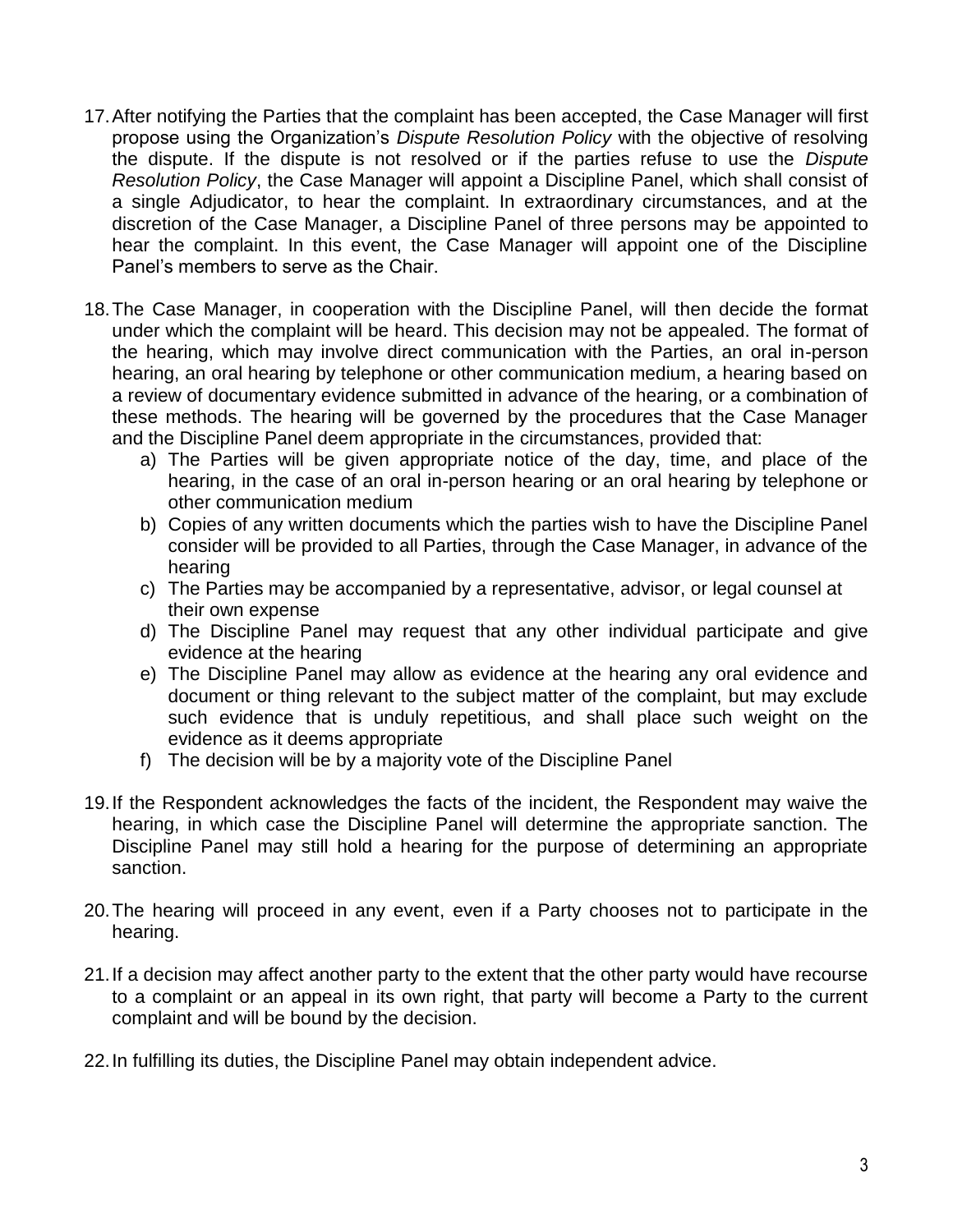17. After notifying the Parties that the complaint has been accepted, the Case Manager will first propose using the Organization's *Dispute Resolution Policy* with the objective of resolving the dispute. If the dispute is not resolved or if the parties refuse to use the *Dispute Resolution Policy*, the Case Manager will appoint a Discipline Panel, which shall consist of a single Adjudicator, to hear the complaint. In extraordinary circumstances, and at the discretion of the Case Manager, a Discipline Panel of three persons may be appointed to hear the complaint. In this event, the Case Manager will appoint one of the Discipline Panel's members to serve as the Chair.

18. The Case Manager, in cooperation with the Discipline Panel, will then decide the format under which the complaint will be heard. This decision may not be appealed. The format of the hearing, which may involve direct communication with the Parties, an oral in-person hearing, an oral hearing by telephone or other communication medium, a hearing based on a review of documentary evidence submitted in advance of the hearing, or a combination of these methods. The hearing will be governed by the procedures that the Case Manager and the Discipline Panel deem appropriate in the circumstances, provided that:
    a) The Parties will be given appropriate notice of the day, time, and place of the hearing, in the case of an oral in-person hearing or an oral hearing by telephone or other communication medium
    b) Copies of any written documents which the parties wish to have the Discipline Panel consider will be provided to all Parties, through the Case Manager, in advance of the hearing
    c) The Parties may be accompanied by a representative, advisor, or legal counsel at their own expense
    d) The Discipline Panel may request that any other individual participate and give evidence at the hearing
    e) The Discipline Panel may allow as evidence at the hearing any oral evidence and document or thing relevant to the subject matter of the complaint, but may exclude such evidence that is unduly repetitious, and shall place such weight on the evidence as it deems appropriate
    f) The decision will be by a majority vote of the Discipline Panel

19. If the Respondent acknowledges the facts of the incident, the Respondent may waive the hearing, in which case the Discipline Panel will determine the appropriate sanction. The Discipline Panel may still hold a hearing for the purpose of determining an appropriate sanction.

20. The hearing will proceed in any event, even if a Party chooses not to participate in the hearing.

21. If a decision may affect another party to the extent that the other party would have recourse to a complaint or an appeal in its own right, that party will become a Party to the current complaint and will be bound by the decision.

22. In fulfilling its duties, the Discipline Panel may obtain independent advice.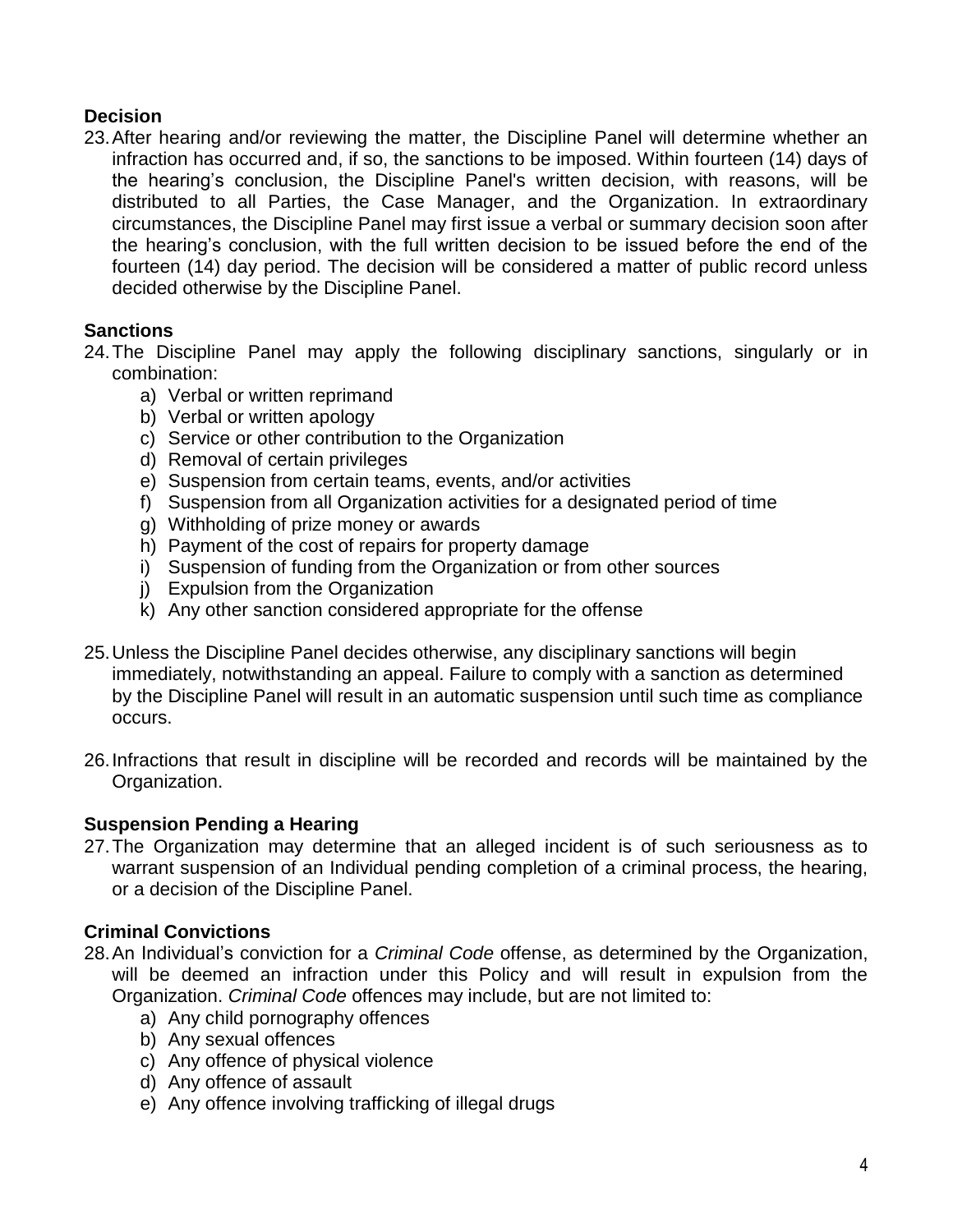**Decision**

23. After hearing and/or reviewing the matter, the Discipline Panel will determine whether an infraction has occurred and, if so, the sanctions to be imposed. Within fourteen (14) days of the hearing's conclusion, the Discipline Panel's written decision, with reasons, will be distributed to all Parties, the Case Manager, and the Organization. In extraordinary circumstances, the Discipline Panel may first issue a verbal or summary decision soon after the hearing's conclusion, with the full written decision to be issued before the end of the fourteen (14) day period. The decision will be considered a matter of public record unless decided otherwise by the Discipline Panel.

**Sanctions**

24. The Discipline Panel may apply the following disciplinary sanctions, singularly or in combination:
    a) Verbal or written reprimand
    b) Verbal or written apology
    c) Service or other contribution to the Organization
    d) Removal of certain privileges
    e) Suspension from certain teams, events, and/or activities
    f) Suspension from all Organization activities for a designated period of time
    g) Withholding of prize money or awards
    h) Payment of the cost of repairs for property damage
    i) Suspension of funding from the Organization or from other sources
    j) Expulsion from the Organization
    k) Any other sanction considered appropriate for the offense

25. Unless the Discipline Panel decides otherwise, any disciplinary sanctions will begin immediately, notwithstanding an appeal. Failure to comply with a sanction as determined by the Discipline Panel will result in an automatic suspension until such time as compliance occurs.

26. Infractions that result in discipline will be recorded and records will be maintained by the Organization.

**Suspension Pending a Hearing**

27. The Organization may determine that an alleged incident is of such seriousness as to warrant suspension of an Individual pending completion of a criminal process, the hearing, or a decision of the Discipline Panel.

**Criminal Convictions**

28. An Individual's conviction for a *Criminal Code* offense, as determined by the Organization, will be deemed an infraction under this Policy and will result in expulsion from the Organization. *Criminal Code* offences may include, but are not limited to:
    a) Any child pornography offences
    b) Any sexual offences
    c) Any offence of physical violence
    d) Any offence of assault
    e) Any offence involving trafficking of illegal drugs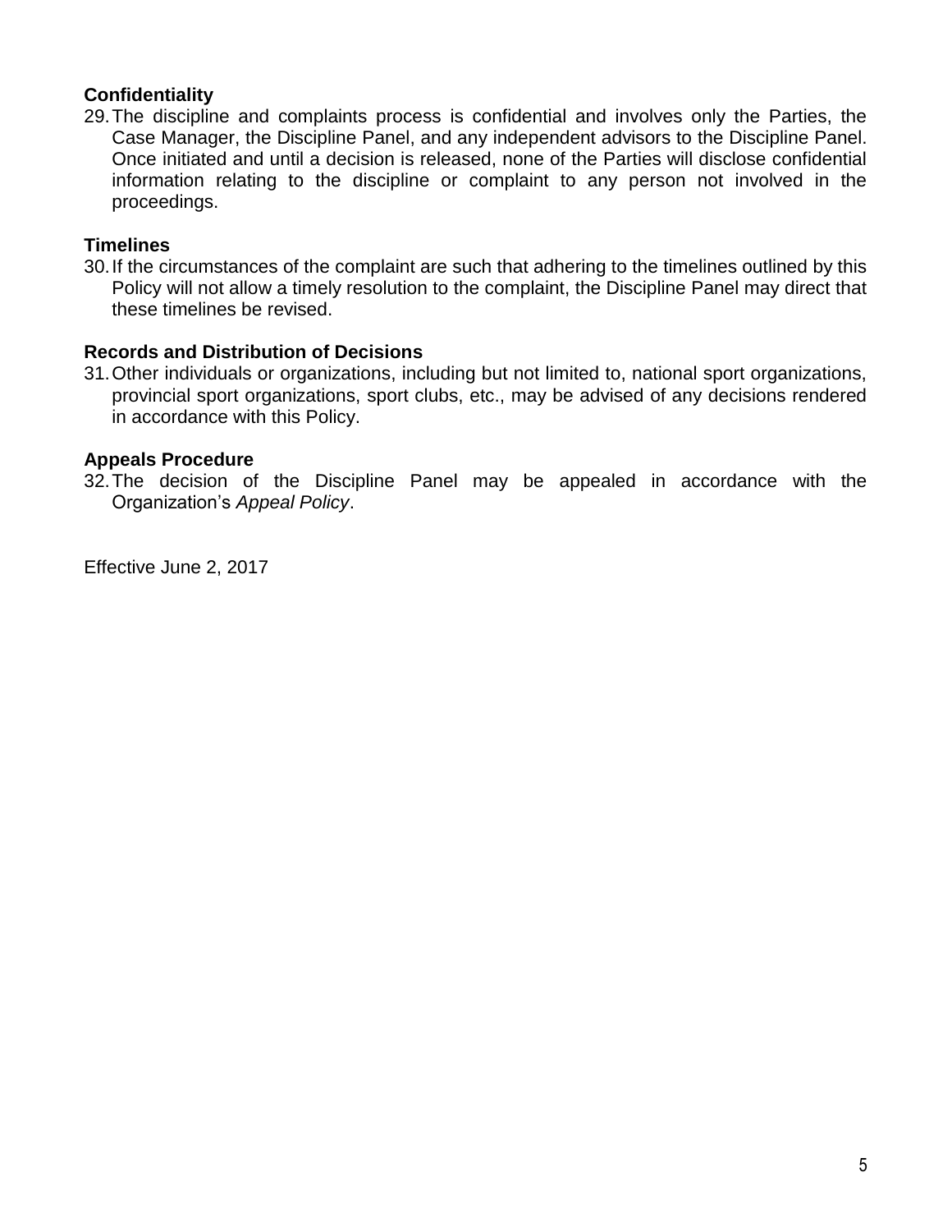**Confidentiality**

29. The discipline and complaints process is confidential and involves only the Parties, the Case Manager, the Discipline Panel, and any independent advisors to the Discipline Panel. Once initiated and until a decision is released, none of the Parties will disclose confidential information relating to the discipline or complaint to any person not involved in the proceedings.

**Timelines**

30. If the circumstances of the complaint are such that adhering to the timelines outlined by this Policy will not allow a timely resolution to the complaint, the Discipline Panel may direct that these timelines be revised.

**Records and Distribution of Decisions**

31. Other individuals or organizations, including but not limited to, national sport organizations, provincial sport organizations, sport clubs, etc., may be advised of any decisions rendered in accordance with this Policy.

**Appeals Procedure**

32. The decision of the Discipline Panel may be appealed in accordance with the Organization's *Appeal Policy*.

Effective June 2, 2017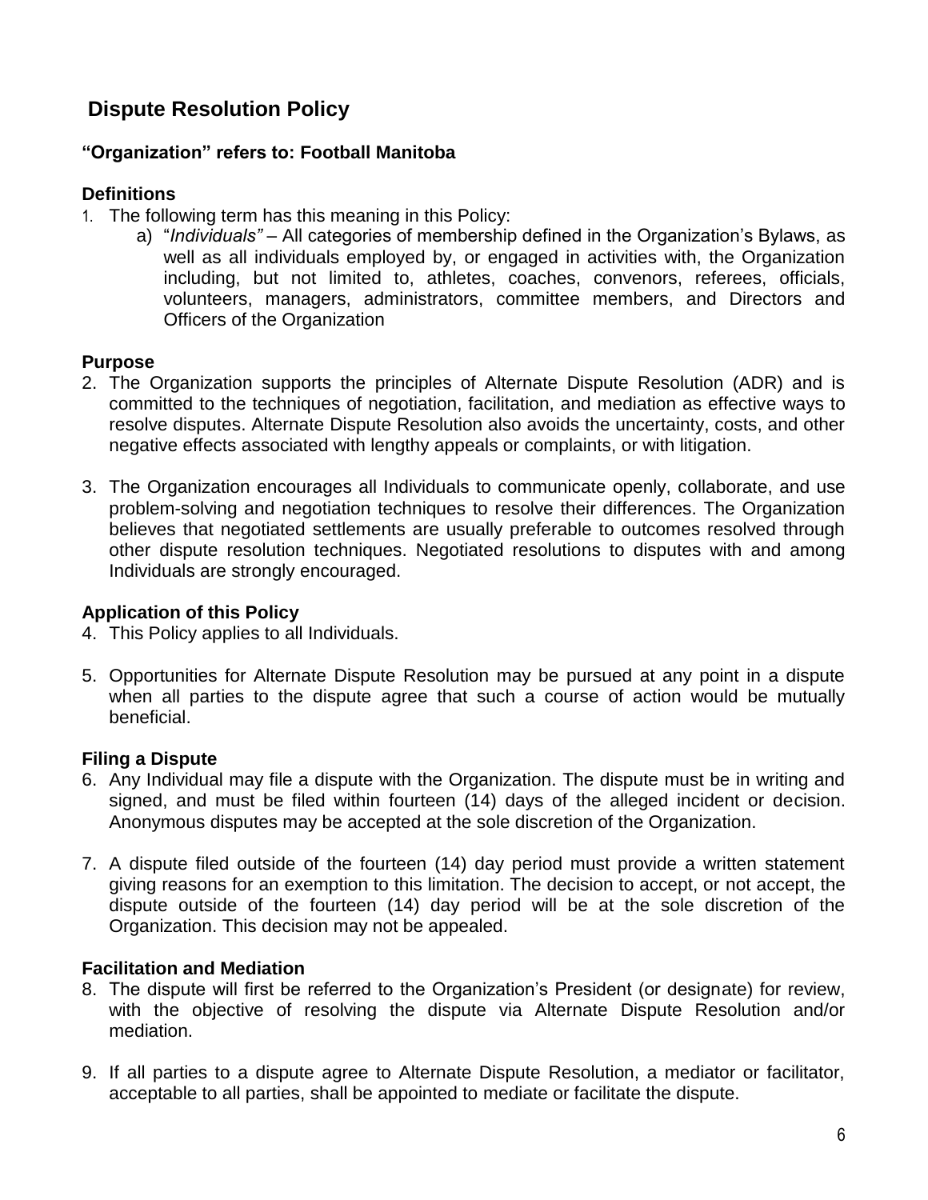## Dispute Resolution Policy

**"Organization" refers to: Football Manitoba**

### Definitions

1. The following term has this meaning in this Policy:
    a) "*Individuals"* – All categories of membership defined in the Organization's Bylaws, as well as all individuals employed by, or engaged in activities with, the Organization including, but not limited to, athletes, coaches, convenors, referees, officials, volunteers, managers, administrators, committee members, and Directors and Officers of the Organization

### Purpose

2. The Organization supports the principles of Alternate Dispute Resolution (ADR) and is committed to the techniques of negotiation, facilitation, and mediation as effective ways to resolve disputes. Alternate Dispute Resolution also avoids the uncertainty, costs, and other negative effects associated with lengthy appeals or complaints, or with litigation.

3. The Organization encourages all Individuals to communicate openly, collaborate, and use problem-solving and negotiation techniques to resolve their differences. The Organization believes that negotiated settlements are usually preferable to outcomes resolved through other dispute resolution techniques. Negotiated resolutions to disputes with and among Individuals are strongly encouraged.

### Application of this Policy

4. This Policy applies to all Individuals.

5. Opportunities for Alternate Dispute Resolution may be pursued at any point in a dispute when all parties to the dispute agree that such a course of action would be mutually beneficial.

### Filing a Dispute

6. Any Individual may file a dispute with the Organization. The dispute must be in writing and signed, and must be filed within fourteen (14) days of the alleged incident or decision. Anonymous disputes may be accepted at the sole discretion of the Organization.

7. A dispute filed outside of the fourteen (14) day period must provide a written statement giving reasons for an exemption to this limitation. The decision to accept, or not accept, the dispute outside of the fourteen (14) day period will be at the sole discretion of the Organization. This decision may not be appealed.

### Facilitation and Mediation

8. The dispute will first be referred to the Organization's President (or designate) for review, with the objective of resolving the dispute via Alternate Dispute Resolution and/or mediation.

9. If all parties to a dispute agree to Alternate Dispute Resolution, a mediator or facilitator, acceptable to all parties, shall be appointed to mediate or facilitate the dispute.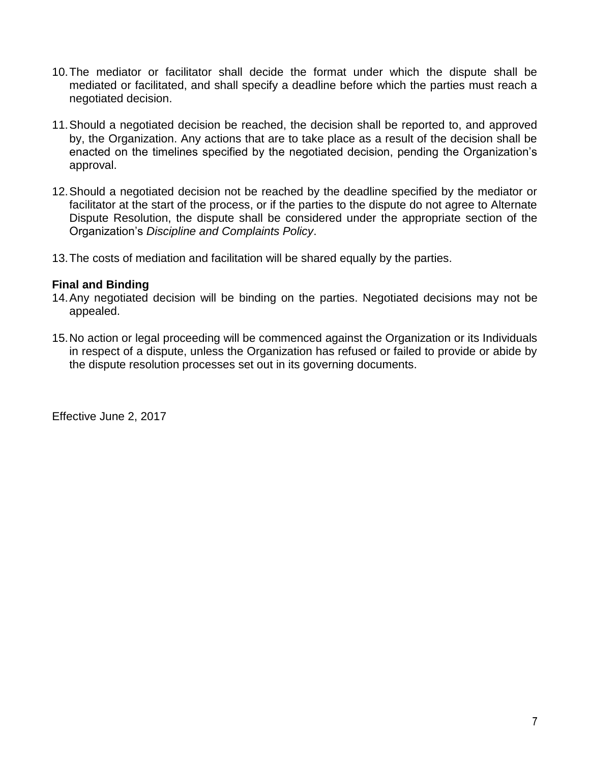10. The mediator or facilitator shall decide the format under which the dispute shall be mediated or facilitated, and shall specify a deadline before which the parties must reach a negotiated decision.

11. Should a negotiated decision be reached, the decision shall be reported to, and approved by, the Organization. Any actions that are to take place as a result of the decision shall be enacted on the timelines specified by the negotiated decision, pending the Organization's approval.

12. Should a negotiated decision not be reached by the deadline specified by the mediator or facilitator at the start of the process, or if the parties to the dispute do not agree to Alternate Dispute Resolution, the dispute shall be considered under the appropriate section of the Organization's *Discipline and Complaints Policy*.

13. The costs of mediation and facilitation will be shared equally by the parties.

**Final and Binding**

14. Any negotiated decision will be binding on the parties. Negotiated decisions may not be appealed.

15. No action or legal proceeding will be commenced against the Organization or its Individuals in respect of a dispute, unless the Organization has refused or failed to provide or abide by the dispute resolution processes set out in its governing documents.

Effective June 2, 2017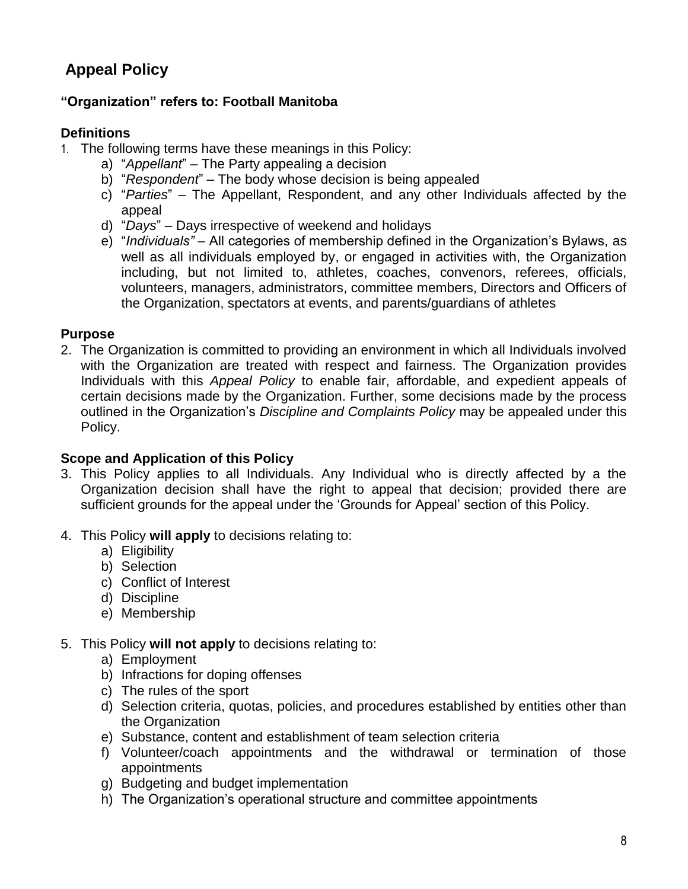## Appeal Policy

**"Organization" refers to: Football Manitoba**

### Definitions

1. The following terms have these meanings in this Policy:
   a) "*Appellant*" – The Party appealing a decision
   b) "*Respondent*" – The body whose decision is being appealed
   c) "*Parties*" – The Appellant, Respondent, and any other Individuals affected by the appeal
   d) "*Days*" – Days irrespective of weekend and holidays
   e) "*Individuals"* – All categories of membership defined in the Organization's Bylaws, as well as all individuals employed by, or engaged in activities with, the Organization including, but not limited to, athletes, coaches, convenors, referees, officials, volunteers, managers, administrators, committee members, Directors and Officers of the Organization, spectators at events, and parents/guardians of athletes

### Purpose

2. The Organization is committed to providing an environment in which all Individuals involved with the Organization are treated with respect and fairness. The Organization provides Individuals with this *Appeal Policy* to enable fair, affordable, and expedient appeals of certain decisions made by the Organization. Further, some decisions made by the process outlined in the Organization's *Discipline and Complaints Policy* may be appealed under this Policy.

### Scope and Application of this Policy

3. This Policy applies to all Individuals. Any Individual who is directly affected by a the Organization decision shall have the right to appeal that decision; provided there are sufficient grounds for the appeal under the 'Grounds for Appeal' section of this Policy.

4. This Policy **will apply** to decisions relating to:
   a) Eligibility
   b) Selection
   c) Conflict of Interest
   d) Discipline
   e) Membership

5. This Policy **will not apply** to decisions relating to:
   a) Employment
   b) Infractions for doping offenses
   c) The rules of the sport
   d) Selection criteria, quotas, policies, and procedures established by entities other than the Organization
   e) Substance, content and establishment of team selection criteria
   f) Volunteer/coach appointments and the withdrawal or termination of those appointments
   g) Budgeting and budget implementation
   h) The Organization's operational structure and committee appointments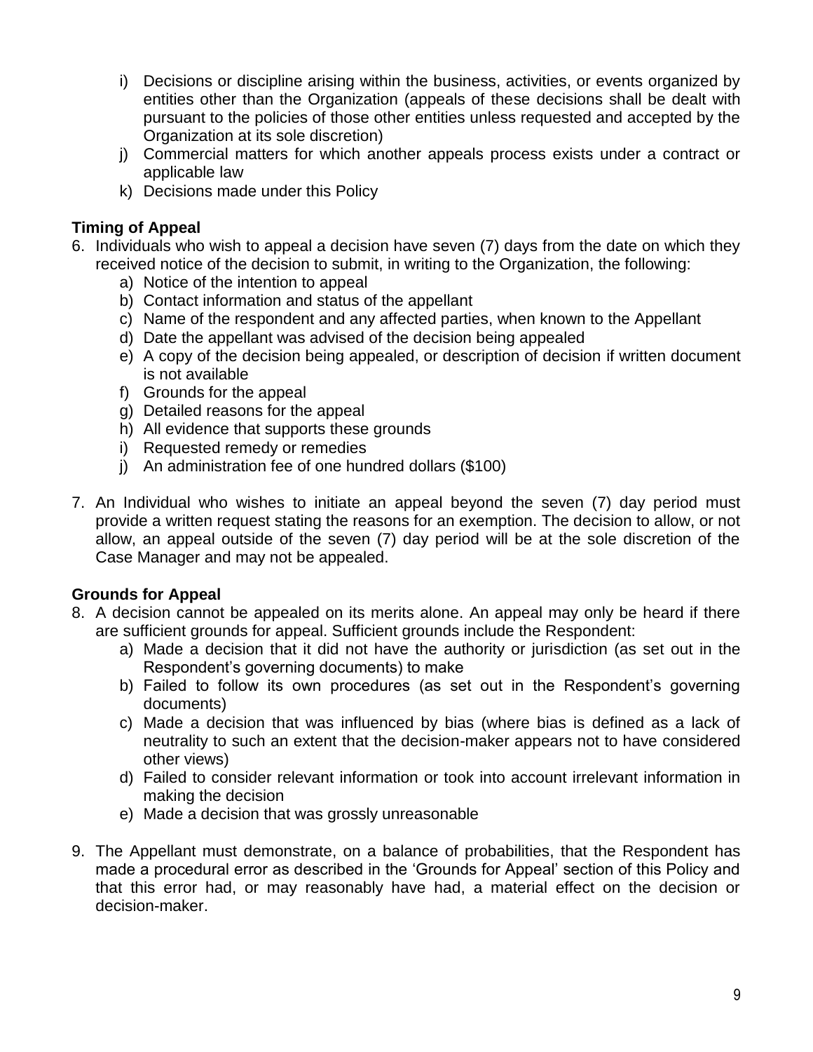i) Decisions or discipline arising within the business, activities, or events organized by entities other than the Organization (appeals of these decisions shall be dealt with pursuant to the policies of those other entities unless requested and accepted by the Organization at its sole discretion)
j) Commercial matters for which another appeals process exists under a contract or applicable law
k) Decisions made under this Policy

**Timing of Appeal**

6. Individuals who wish to appeal a decision have seven (7) days from the date on which they received notice of the decision to submit, in writing to the Organization, the following:
    a) Notice of the intention to appeal
    b) Contact information and status of the appellant
    c) Name of the respondent and any affected parties, when known to the Appellant
    d) Date the appellant was advised of the decision being appealed
    e) A copy of the decision being appealed, or description of decision if written document is not available
    f) Grounds for the appeal
    g) Detailed reasons for the appeal
    h) All evidence that supports these grounds
    i) Requested remedy or remedies
    j) An administration fee of one hundred dollars ($100)

7. An Individual who wishes to initiate an appeal beyond the seven (7) day period must provide a written request stating the reasons for an exemption. The decision to allow, or not allow, an appeal outside of the seven (7) day period will be at the sole discretion of the Case Manager and may not be appealed.

**Grounds for Appeal**

8. A decision cannot be appealed on its merits alone. An appeal may only be heard if there are sufficient grounds for appeal. Sufficient grounds include the Respondent:
    a) Made a decision that it did not have the authority or jurisdiction (as set out in the Respondent's governing documents) to make
    b) Failed to follow its own procedures (as set out in the Respondent's governing documents)
    c) Made a decision that was influenced by bias (where bias is defined as a lack of neutrality to such an extent that the decision-maker appears not to have considered other views)
    d) Failed to consider relevant information or took into account irrelevant information in making the decision
    e) Made a decision that was grossly unreasonable

9. The Appellant must demonstrate, on a balance of probabilities, that the Respondent has made a procedural error as described in the 'Grounds for Appeal' section of this Policy and that this error had, or may reasonably have had, a material effect on the decision or decision-maker.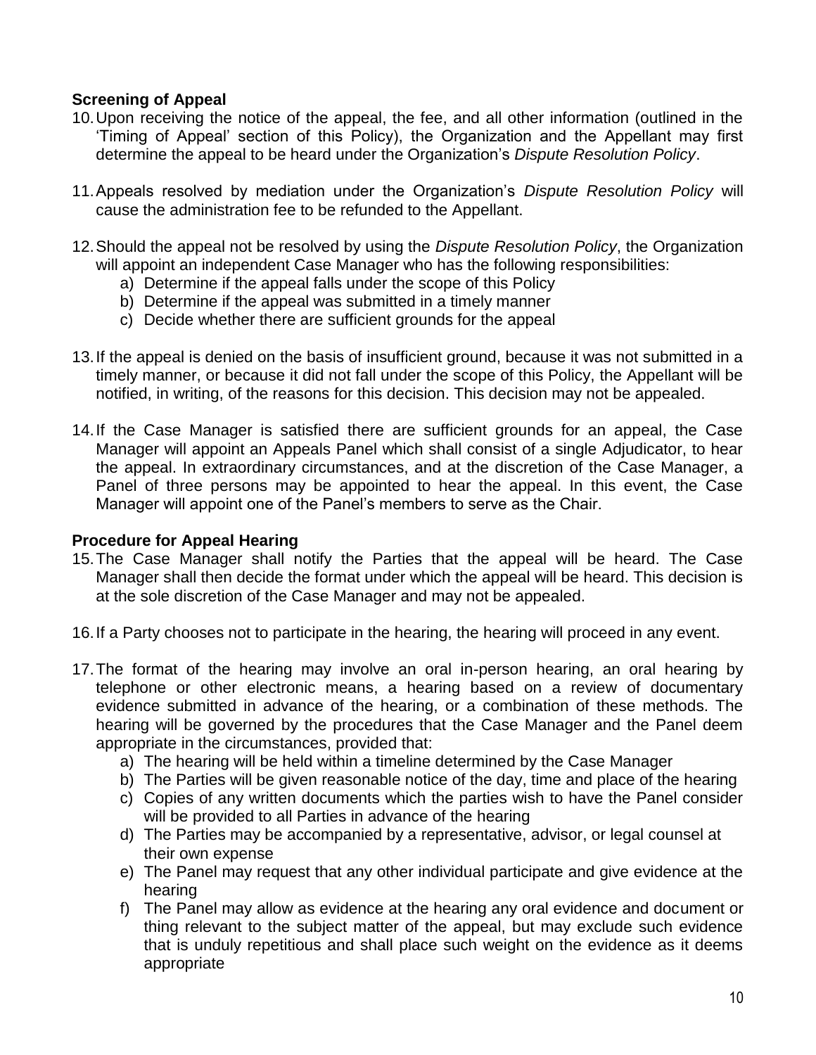**Screening of Appeal**

10. Upon receiving the notice of the appeal, the fee, and all other information (outlined in the 'Timing of Appeal' section of this Policy), the Organization and the Appellant may first determine the appeal to be heard under the Organization's *Dispute Resolution Policy*.

11. Appeals resolved by mediation under the Organization's *Dispute Resolution Policy* will cause the administration fee to be refunded to the Appellant.

12. Should the appeal not be resolved by using the *Dispute Resolution Policy*, the Organization will appoint an independent Case Manager who has the following responsibilities:
    a) Determine if the appeal falls under the scope of this Policy
    b) Determine if the appeal was submitted in a timely manner
    c) Decide whether there are sufficient grounds for the appeal

13. If the appeal is denied on the basis of insufficient ground, because it was not submitted in a timely manner, or because it did not fall under the scope of this Policy, the Appellant will be notified, in writing, of the reasons for this decision. This decision may not be appealed.

14. If the Case Manager is satisfied there are sufficient grounds for an appeal, the Case Manager will appoint an Appeals Panel which shall consist of a single Adjudicator, to hear the appeal. In extraordinary circumstances, and at the discretion of the Case Manager, a Panel of three persons may be appointed to hear the appeal. In this event, the Case Manager will appoint one of the Panel's members to serve as the Chair.

**Procedure for Appeal Hearing**

15. The Case Manager shall notify the Parties that the appeal will be heard. The Case Manager shall then decide the format under which the appeal will be heard. This decision is at the sole discretion of the Case Manager and may not be appealed.

16. If a Party chooses not to participate in the hearing, the hearing will proceed in any event.

17. The format of the hearing may involve an oral in-person hearing, an oral hearing by telephone or other electronic means, a hearing based on a review of documentary evidence submitted in advance of the hearing, or a combination of these methods. The hearing will be governed by the procedures that the Case Manager and the Panel deem appropriate in the circumstances, provided that:
    a) The hearing will be held within a timeline determined by the Case Manager
    b) The Parties will be given reasonable notice of the day, time and place of the hearing
    c) Copies of any written documents which the parties wish to have the Panel consider will be provided to all Parties in advance of the hearing
    d) The Parties may be accompanied by a representative, advisor, or legal counsel at their own expense
    e) The Panel may request that any other individual participate and give evidence at the hearing
    f) The Panel may allow as evidence at the hearing any oral evidence and document or thing relevant to the subject matter of the appeal, but may exclude such evidence that is unduly repetitious and shall place such weight on the evidence as it deems appropriate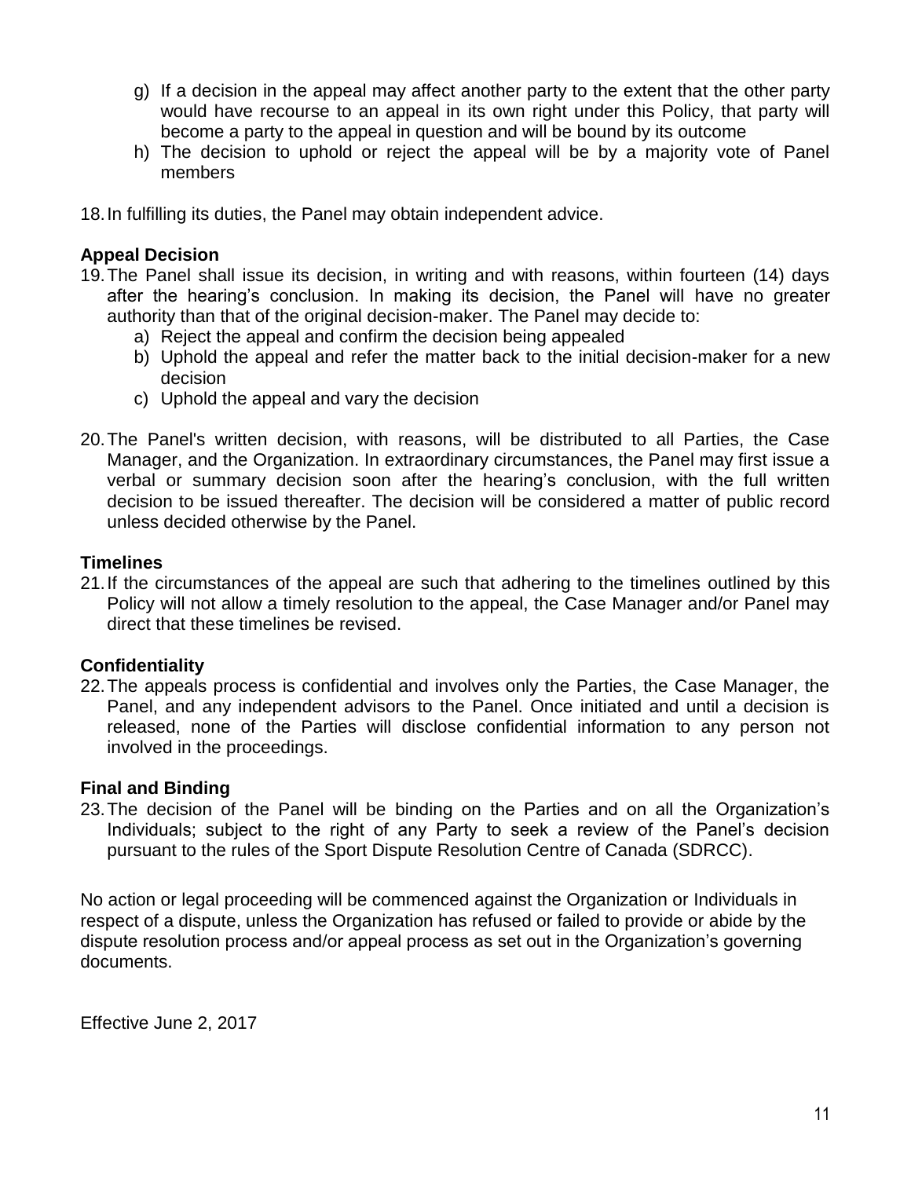g) If a decision in the appeal may affect another party to the extent that the other party would have recourse to an appeal in its own right under this Policy, that party will become a party to the appeal in question and will be bound by its outcome
h) The decision to uphold or reject the appeal will be by a majority vote of Panel members

18. In fulfilling its duties, the Panel may obtain independent advice.

**Appeal Decision**

19. The Panel shall issue its decision, in writing and with reasons, within fourteen (14) days after the hearing's conclusion. In making its decision, the Panel will have no greater authority than that of the original decision-maker. The Panel may decide to:
    a) Reject the appeal and confirm the decision being appealed
    b) Uphold the appeal and refer the matter back to the initial decision-maker for a new decision
    c) Uphold the appeal and vary the decision

20. The Panel's written decision, with reasons, will be distributed to all Parties, the Case Manager, and the Organization. In extraordinary circumstances, the Panel may first issue a verbal or summary decision soon after the hearing's conclusion, with the full written decision to be issued thereafter. The decision will be considered a matter of public record unless decided otherwise by the Panel.

**Timelines**

21. If the circumstances of the appeal are such that adhering to the timelines outlined by this Policy will not allow a timely resolution to the appeal, the Case Manager and/or Panel may direct that these timelines be revised.

**Confidentiality**

22. The appeals process is confidential and involves only the Parties, the Case Manager, the Panel, and any independent advisors to the Panel. Once initiated and until a decision is released, none of the Parties will disclose confidential information to any person not involved in the proceedings.

**Final and Binding**

23. The decision of the Panel will be binding on the Parties and on all the Organization's Individuals; subject to the right of any Party to seek a review of the Panel's decision pursuant to the rules of the Sport Dispute Resolution Centre of Canada (SDRCC).

No action or legal proceeding will be commenced against the Organization or Individuals in respect of a dispute, unless the Organization has refused or failed to provide or abide by the dispute resolution process and/or appeal process as set out in the Organization's governing documents.

Effective June 2, 2017